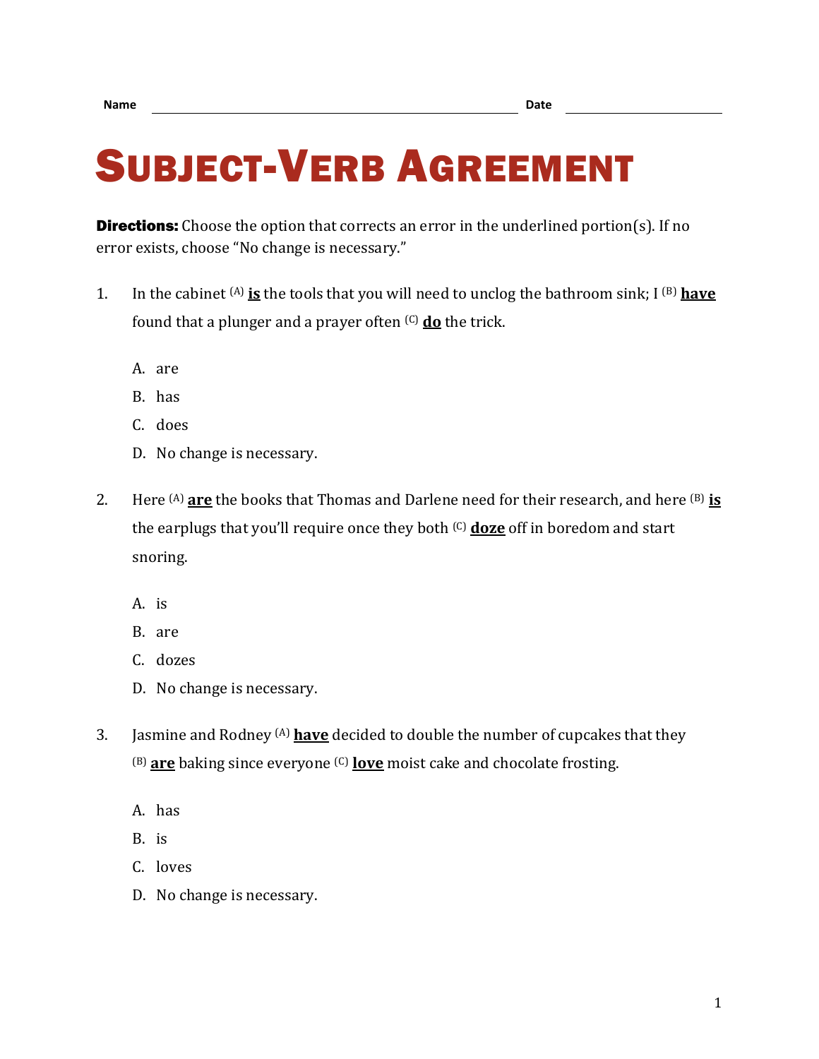Name ______________________________ Date ______________

# Subject-Verb Agreement

**Directions:** Choose the option that corrects an error in the underlined portion(s). If no error exists, choose "No change is necessary."

1. In the cabinet (A) **is** the tools that you will need to unclog the bathroom sink; I (B) **have** found that a plunger and a prayer often (C) **do** the trick.

   A. are
   
   B. has
   
   C. does
   
   D. No change is necessary.

2. Here (A) **are** the books that Thomas and Darlene need for their research, and here (B) **is** the earplugs that you'll require once they both (C) **doze** off in boredom and start snoring.

   A. is
   
   B. are
   
   C. dozes
   
   D. No change is necessary.

3. Jasmine and Rodney (A) **have** decided to double the number of cupcakes that they (B) **are** baking since everyone (C) **love** moist cake and chocolate frosting.

   A. has
   
   B. is
   
   C. loves
   
   D. No change is necessary.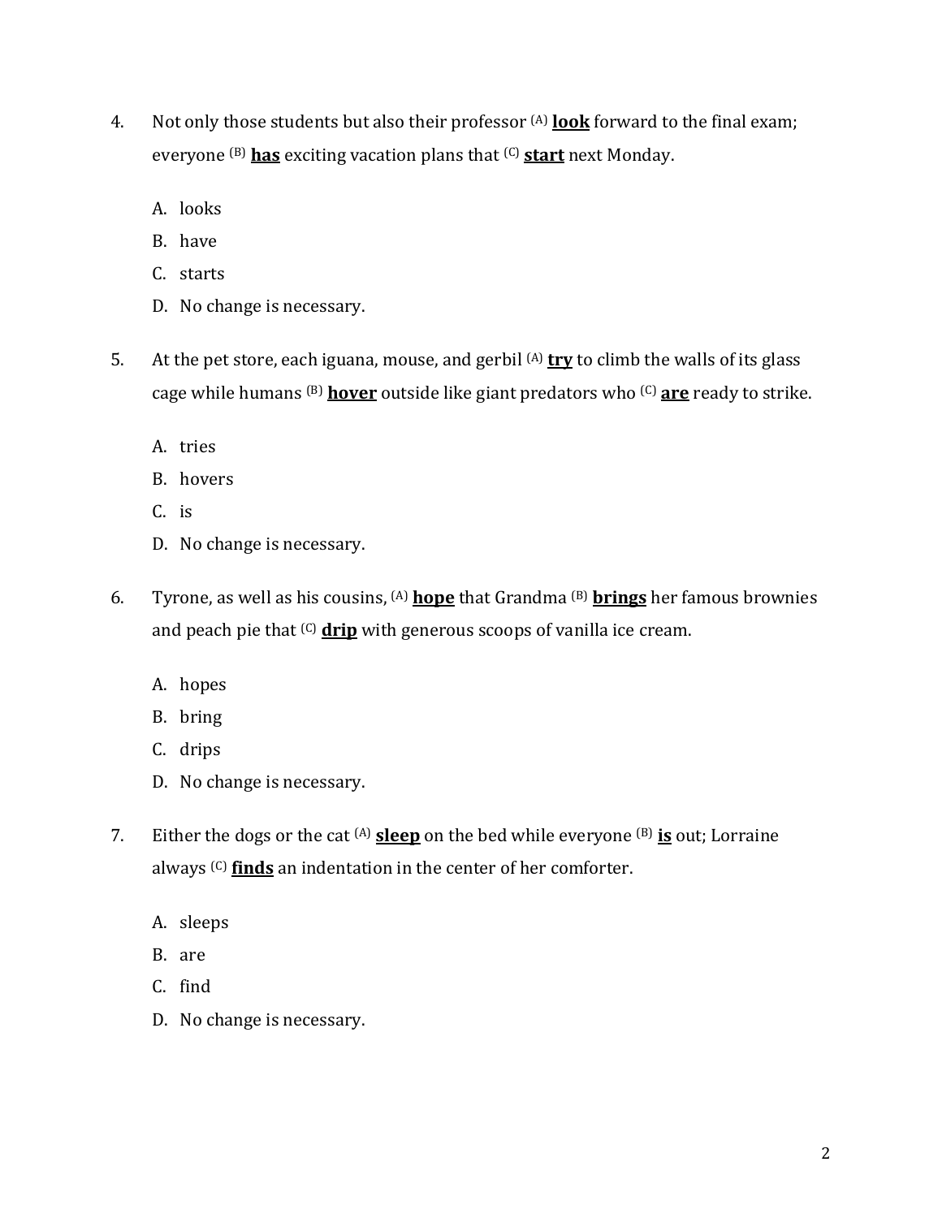4. Not only those students but also their professor (A) **<u>look</u>** forward to the final exam; everyone (B) **<u>has</u>** exciting vacation plans that (C) **<u>start</u>** next Monday.

   A. looks
   B. have
   C. starts
   D. No change is necessary.

5. At the pet store, each iguana, mouse, and gerbil (A) **<u>try</u>** to climb the walls of its glass cage while humans (B) **<u>hover</u>** outside like giant predators who (C) **<u>are</u>** ready to strike.

   A. tries
   B. hovers
   C. is
   D. No change is necessary.

6. Tyrone, as well as his cousins, (A) **<u>hope</u>** that Grandma (B) **<u>brings</u>** her famous brownies and peach pie that (C) **<u>drip</u>** with generous scoops of vanilla ice cream.

   A. hopes
   B. bring
   C. drips
   D. No change is necessary.

7. Either the dogs or the cat (A) **<u>sleep</u>** on the bed while everyone (B) **<u>is</u>** out; Lorraine always (C) **<u>finds</u>** an indentation in the center of her comforter.

   A. sleeps
   B. are
   C. find
   D. No change is necessary.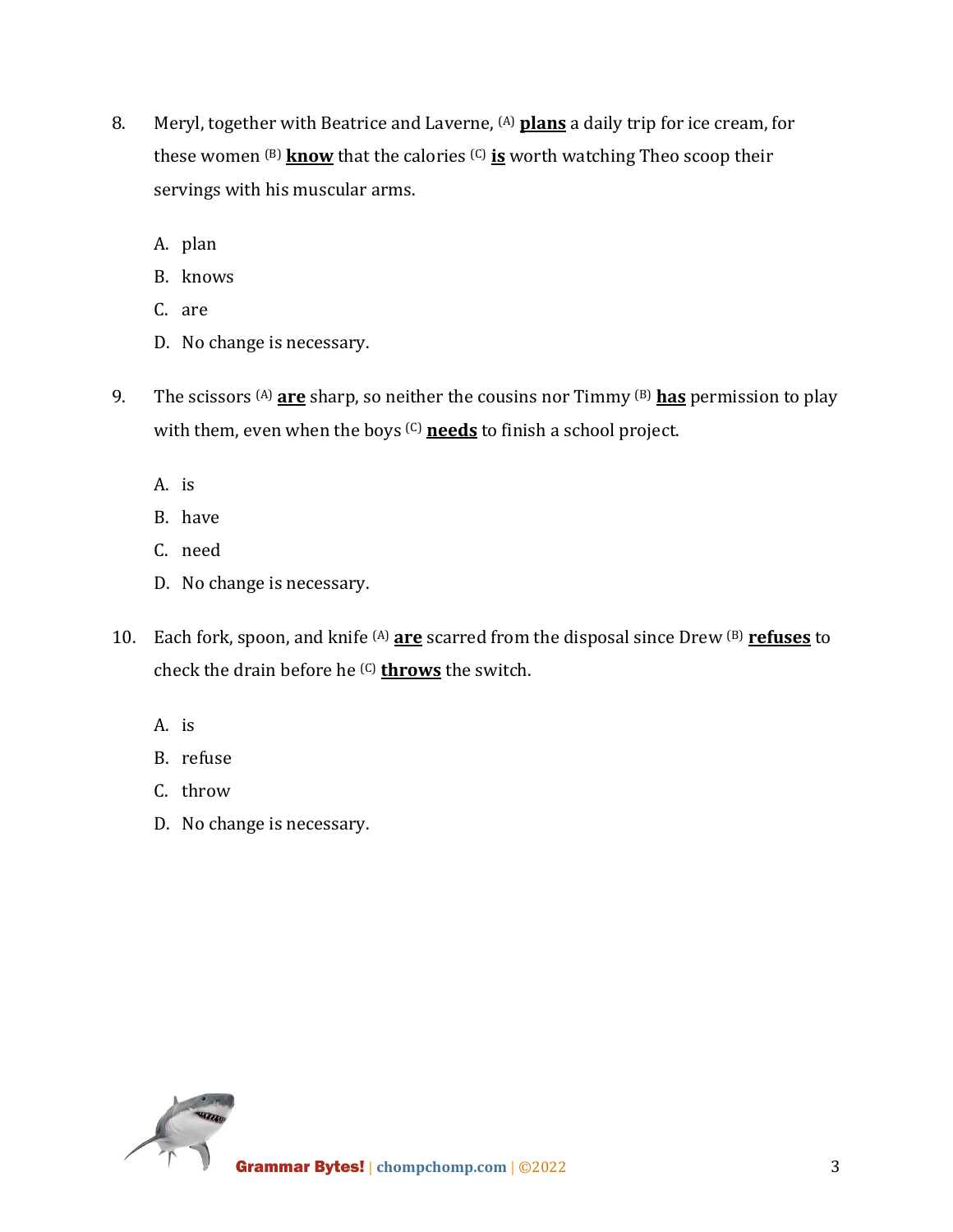8. Meryl, together with Beatrice and Laverne, [A] **plans** a daily trip for ice cream, for these women [B] **know** that the calories [C] **is** worth watching Theo scoop their servings with his muscular arms.

   A. plan
   B. knows
   C. are
   D. No change is necessary.

9. The scissors [A] **are** sharp, so neither the cousins nor Timmy [B] **has** permission to play with them, even when the boys [C] **needs** to finish a school project.

   A. is
   B. have
   C. need
   D. No change is necessary.

10. Each fork, spoon, and knife [A] **are** scarred from the disposal since Drew [B] **refuses** to check the drain before he [C] **throws** the switch.

    A. is
    B. refuse
    C. throw
    D. No change is necessary.